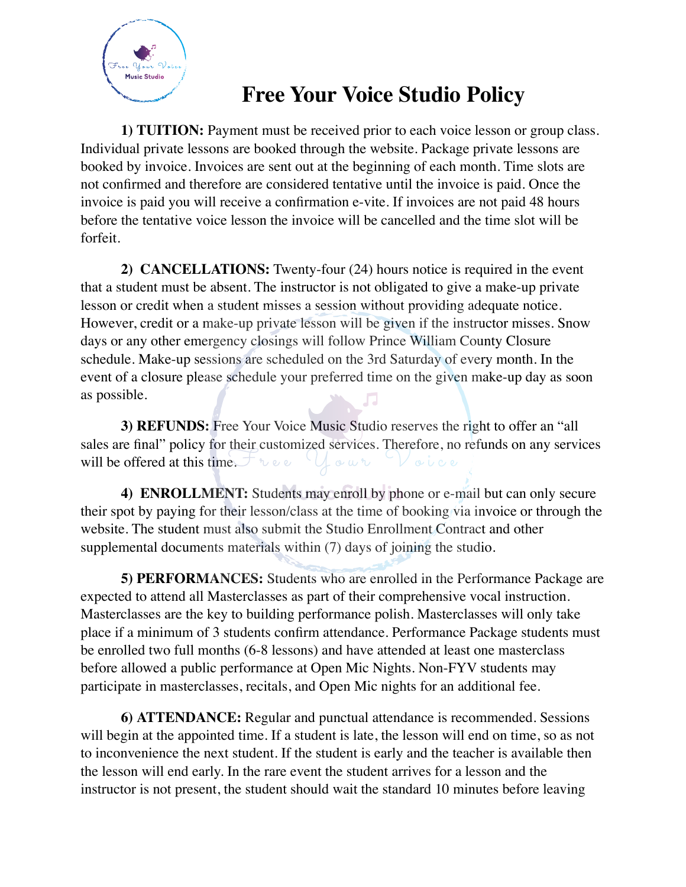# Free Your Voice Studio Policy

**1) TUITION:** Payment must be received prior to each voice lesson or group class. Individual private lessons are booked through the website. Package private lessons are booked by invoice. Invoices are sent out at the beginning of each month. Time slots are not confirmed and therefore are considered tentative until the invoice is paid. Once the invoice is paid you will receive a confirmation e-vite. If invoices are not paid 48 hours before the tentative voice lesson the invoice will be cancelled and the time slot will be forfeit.

**2) CANCELLATIONS:** Twenty-four (24) hours notice is required in the event that a student must be absent. The instructor is not obligated to give a make-up private lesson or credit when a student misses a session without providing adequate notice. However, credit or a make-up private lesson will be given if the instructor misses. Snow days or any other emergency closings will follow Prince William County Closure schedule. Make-up sessions are scheduled on the 3rd Saturday of every month. In the event of a closure please schedule your preferred time on the given make-up day as soon as possible.

**3) REFUNDS:** Free Your Voice Music Studio reserves the right to offer an "all sales are final" policy for their customized services. Therefore, no refunds on any services will be offered at this time.

**4) ENROLLMENT:** Students may enroll by phone or e-mail but can only secure their spot by paying for their lesson/class at the time of booking via invoice or through the website. The student must also submit the Studio Enrollment Contract and other supplemental documents materials within (7) days of joining the studio.

**5) PERFORMANCES:** Students who are enrolled in the Performance Package are expected to attend all Masterclasses as part of their comprehensive vocal instruction. Masterclasses are the key to building performance polish. Masterclasses will only take place if a minimum of 3 students confirm attendance. Performance Package students must be enrolled two full months (6-8 lessons) and have attended at least one masterclass before allowed a public performance at Open Mic Nights. Non-FYV students may participate in masterclasses, recitals, and Open Mic nights for an additional fee.

**6) ATTENDANCE:** Regular and punctual attendance is recommended. Sessions will begin at the appointed time. If a student is late, the lesson will end on time, so as not to inconvenience the next student. If the student is early and the teacher is available then the lesson will end early. In the rare event the student arrives for a lesson and the instructor is not present, the student should wait the standard 10 minutes before leaving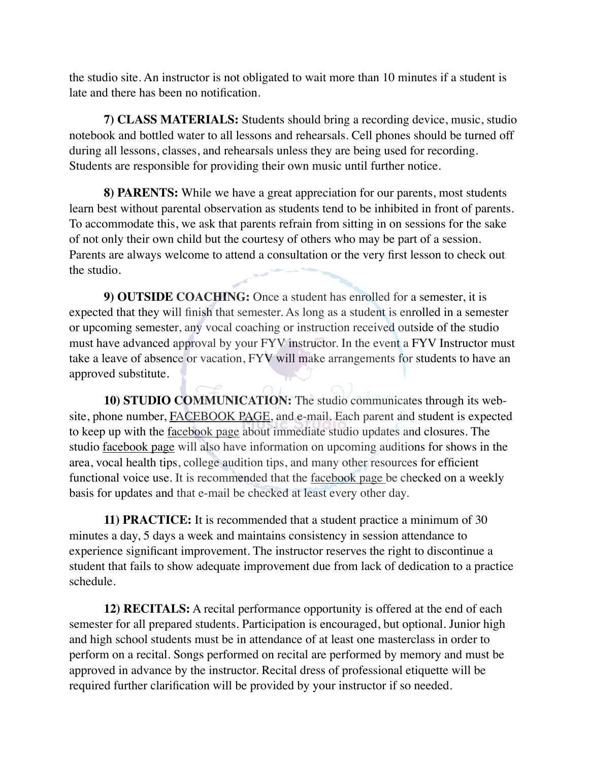the studio site. An instructor is not obligated to wait more than 10 minutes if a student is late and there has been no notification.

**7) CLASS MATERIALS:** Students should bring a recording device, music, studio notebook and bottled water to all lessons and rehearsals. Cell phones should be turned off during all lessons, classes, and rehearsals unless they are being used for recording. Students are responsible for providing their own music until further notice.

**8) PARENTS:** While we have a great appreciation for our parents, most students learn best without parental observation as students tend to be inhibited in front of parents. To accommodate this, we ask that parents refrain from sitting in on sessions for the sake of not only their own child but the courtesy of others who may be part of a session. Parents are always welcome to attend a consultation or the very first lesson to check out the studio.

**9) OUTSIDE COACHING:** Once a student has enrolled for a semester, it is expected that they will finish that semester. As long as a student is enrolled in a semester or upcoming semester, any vocal coaching or instruction received outside of the studio must have advanced approval by your FYV instructor. In the event a FYV Instructor must take a leave of absence or vacation, FYV will make arrangements for students to have an approved substitute.

**10) STUDIO COMMUNICATION:** The studio communicates through its web-site, phone number, FACEBOOK PAGE, and e-mail. Each parent and student is expected to keep up with the facebook page about immediate studio updates and closures. The studio facebook page will also have information on upcoming auditions for shows in the area, vocal health tips, college audition tips, and many other resources for efficient functional voice use. It is recommended that the facebook page be checked on a weekly basis for updates and that e-mail be checked at least every other day.

**11) PRACTICE:** It is recommended that a student practice a minimum of 30 minutes a day, 5 days a week and maintains consistency in session attendance to experience significant improvement. The instructor reserves the right to discontinue a student that fails to show adequate improvement due from lack of dedication to a practice schedule.

**12) RECITALS:** A recital performance opportunity is offered at the end of each semester for all prepared students. Participation is encouraged, but optional. Junior high and high school students must be in attendance of at least one masterclass in order to perform on a recital. Songs performed on recital are performed by memory and must be approved in advance by the instructor. Recital dress of professional etiquette will be required further clarification will be provided by your instructor if so needed.